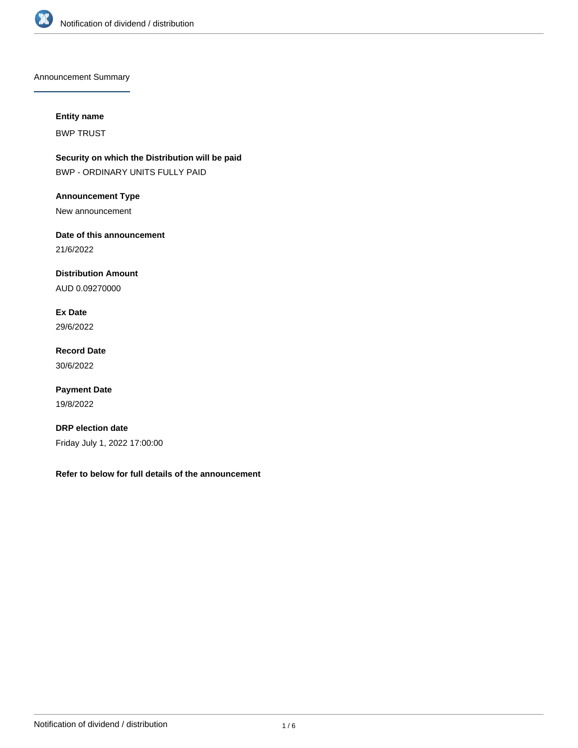## Announcement Summary

**Entity name**

BWP TRUST

**Security on which the Distribution will be paid**

BWP - ORDINARY UNITS FULLY PAID

**Announcement Type**

New announcement

**Date of this announcement**

21/6/2022

**Distribution Amount**

AUD 0.09270000

**Ex Date**

29/6/2022

**Record Date**

30/6/2022

**Payment Date**

19/8/2022

**DRP election date**

Friday July 1, 2022 17:00:00

**Refer to below for full details of the announcement**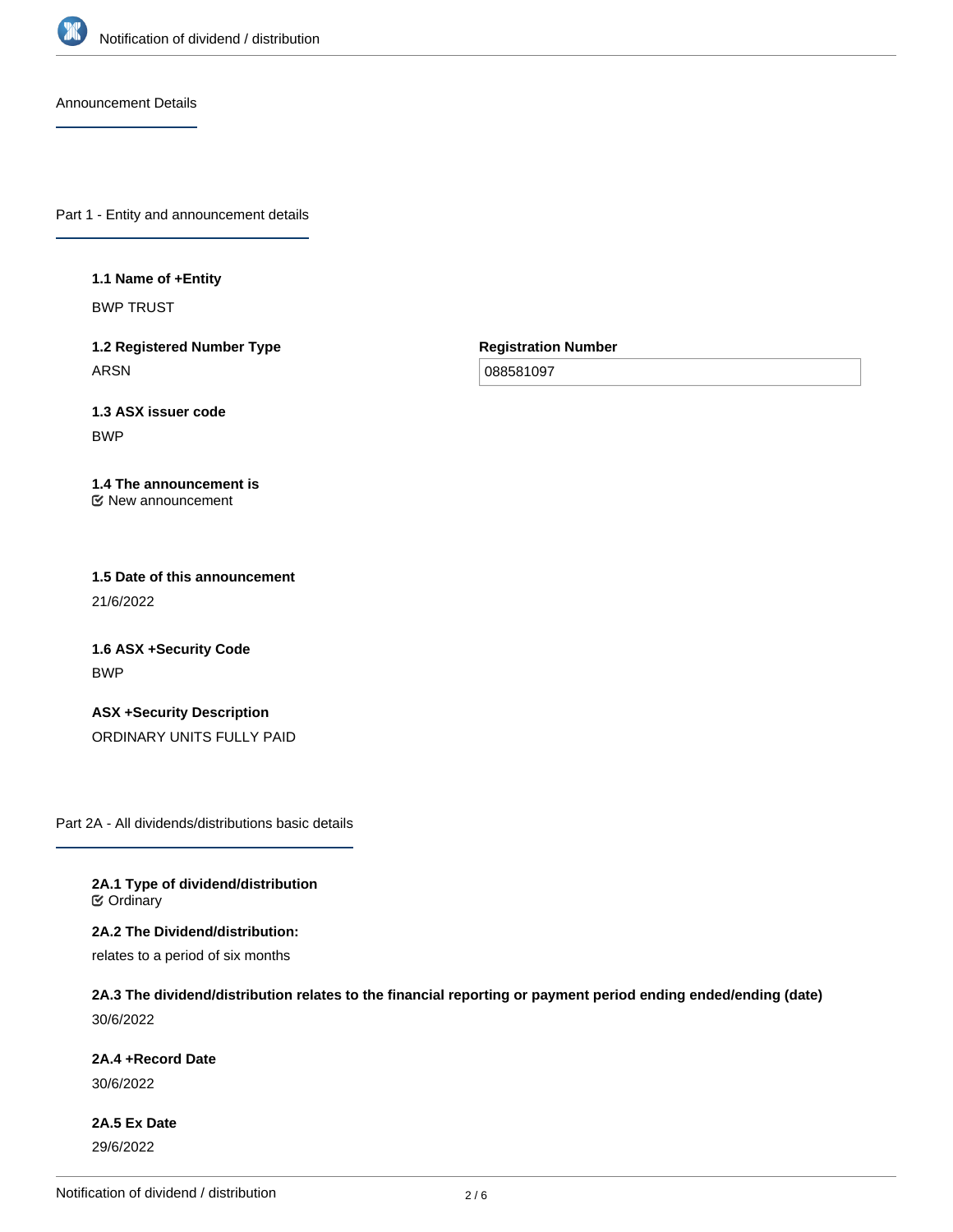## Announcement Details

### Part 1 - Entity and announcement details

**1.1 Name of +Entity**

BWP TRUST

**1.2 Registered Number Type**

ARSN

**Registration Number**

088581097

**1.3 ASX issuer code**

BWP

**1.4 The announcement is**

New announcement

**1.5 Date of this announcement**

21/6/2022

**1.6 ASX +Security Code**

BWP

**ASX +Security Description**

ORDINARY UNITS FULLY PAID

### Part 2A - All dividends/distributions basic details

**2A.1 Type of dividend/distribution**

Ordinary

**2A.2 The Dividend/distribution:**

relates to a period of six months

**2A.3 The dividend/distribution relates to the financial reporting or payment period ending ended/ending (date)**

30/6/2022

**2A.4 +Record Date**

30/6/2022

**2A.5 Ex Date**

29/6/2022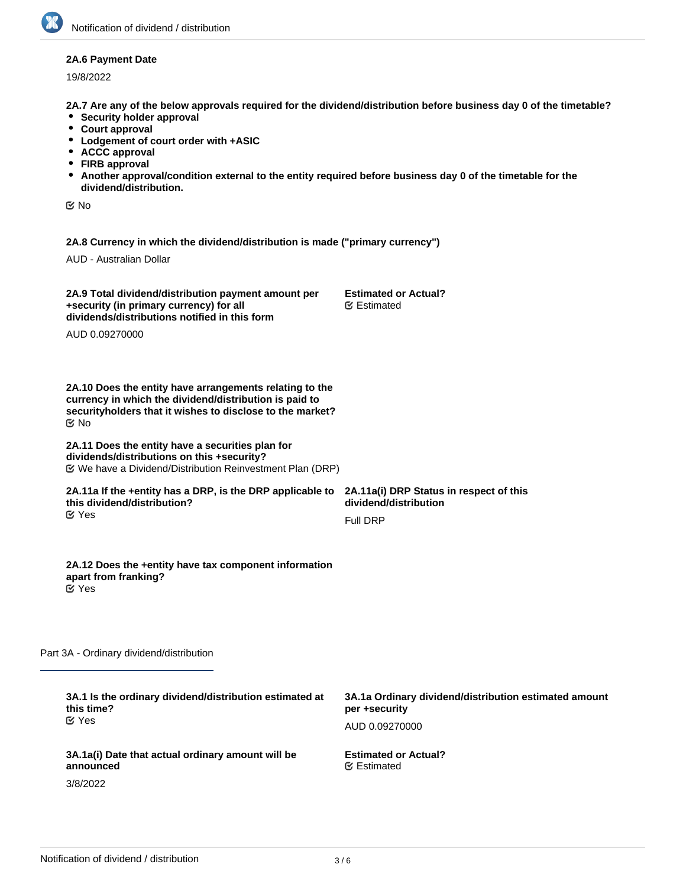**2A.6 Payment Date**

19/8/2022

**2A.7 Are any of the below approvals required for the dividend/distribution before business day 0 of the timetable?**

- **Security holder approval**
- **Court approval**
- **Lodgement of court order with +ASIC**
- **ACCC approval**
- **FIRB approval**
- **Another approval/condition external to the entity required before business day 0 of the timetable for the dividend/distribution.**

No

**2A.8 Currency in which the dividend/distribution is made ("primary currency")**

AUD - Australian Dollar

**2A.9 Total dividend/distribution payment amount per +security (in primary currency) for all dividends/distributions notified in this form**

AUD 0.09270000

**Estimated or Actual?**

Estimated

**2A.10 Does the entity have arrangements relating to the currency in which the dividend/distribution is paid to securityholders that it wishes to disclose to the market?**

No

**2A.11 Does the entity have a securities plan for dividends/distributions on this +security?**

We have a Dividend/Distribution Reinvestment Plan (DRP)

**2A.11a If the +entity has a DRP, is the DRP applicable to this dividend/distribution?**

Yes

**2A.11a(i) DRP Status in respect of this dividend/distribution**

Full DRP

**2A.12 Does the +entity have tax component information apart from franking?**

Yes

## Part 3A - Ordinary dividend/distribution

**3A.1 Is the ordinary dividend/distribution estimated at this time?**

Yes

**3A.1a Ordinary dividend/distribution estimated amount per +security**

AUD 0.09270000

**3A.1a(i) Date that actual ordinary amount will be announced**

3/8/2022

**Estimated or Actual?**

Estimated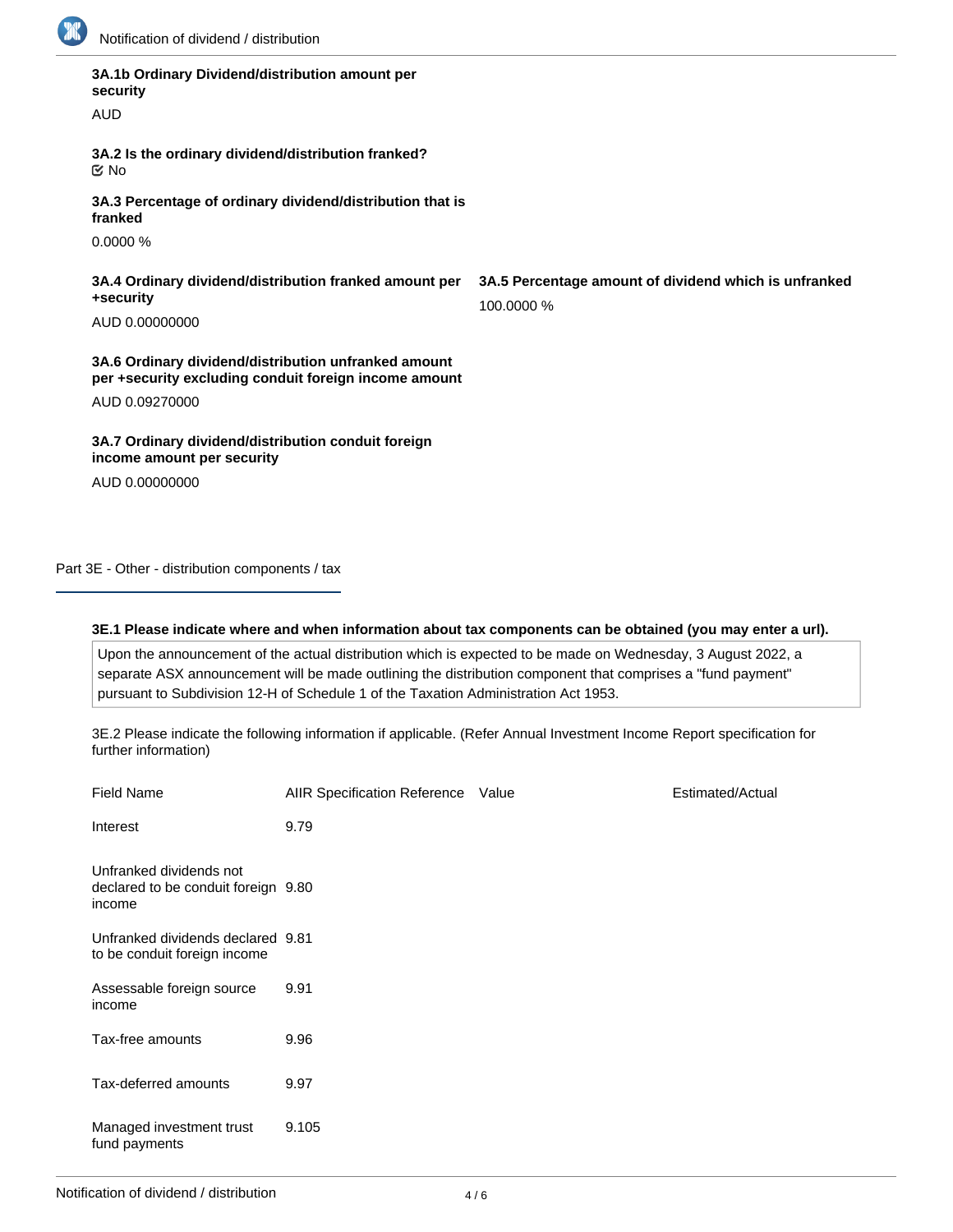**3A.1b Ordinary Dividend/distribution amount per security**

AUD

**3A.2 Is the ordinary dividend/distribution franked?**

☑ No

**3A.3 Percentage of ordinary dividend/distribution that is franked**

0.0000 %

**3A.4 Ordinary dividend/distribution franked amount per +security**

AUD 0.00000000

**3A.5 Percentage amount of dividend which is unfranked**

100.0000 %

**3A.6 Ordinary dividend/distribution unfranked amount per +security excluding conduit foreign income amount**

AUD 0.09270000

**3A.7 Ordinary dividend/distribution conduit foreign income amount per security**

AUD 0.00000000

## Part 3E - Other - distribution components / tax

**3E.1 Please indicate where and when information about tax components can be obtained (you may enter a url).**

Upon the announcement of the actual distribution which is expected to be made on Wednesday, 3 August 2022, a separate ASX announcement will be made outlining the distribution component that comprises a "fund payment" pursuant to Subdivision 12-H of Schedule 1 of the Taxation Administration Act 1953.

3E.2 Please indicate the following information if applicable. (Refer Annual Investment Income Report specification for further information)

| Field Name | AIIR Specification Reference | Value | Estimated/Actual |
|---|---|---|---|
| Interest | 9.79 | | |
| Unfranked dividends not declared to be conduit foreign income | 9.80 | | |
| Unfranked dividends declared to be conduit foreign income | 9.81 | | |
| Assessable foreign source income | 9.91 | | |
| Tax-free amounts | 9.96 | | |
| Tax-deferred amounts | 9.97 | | |
| Managed investment trust fund payments | 9.105 | | |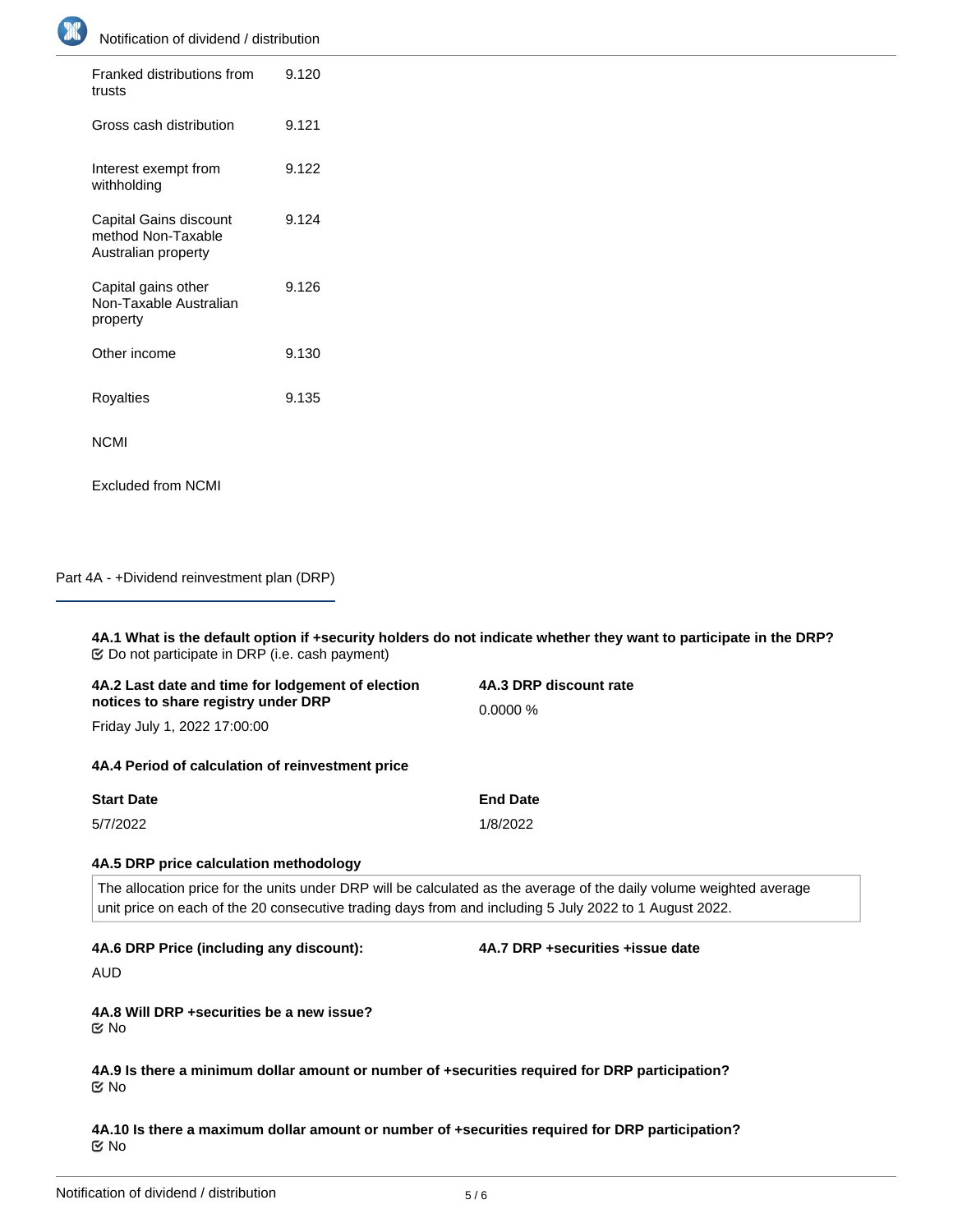| | |
|---|---|
| Franked distributions from trusts | 9.120 |
| Gross cash distribution | 9.121 |
| Interest exempt from withholding | 9.122 |
| Capital Gains discount method Non-Taxable Australian property | 9.124 |
| Capital gains other Non-Taxable Australian property | 9.126 |
| Other income | 9.130 |
| Royalties | 9.135 |
| NCMI | |
| Excluded from NCMI | |

## Part 4A - +Dividend reinvestment plan (DRP)

**4A.1 What is the default option if +security holders do not indicate whether they want to participate in the DRP?**

☑ Do not participate in DRP (i.e. cash payment)

**4A.2 Last date and time for lodgement of election notices to share registry under DRP**

Friday July 1, 2022 17:00:00

**4A.3 DRP discount rate**

0.0000 %

**4A.4 Period of calculation of reinvestment price**

| Start Date | End Date |
|---|---|
| 5/7/2022 | 1/8/2022 |

**4A.5 DRP price calculation methodology**

The allocation price for the units under DRP will be calculated as the average of the daily volume weighted average unit price on each of the 20 consecutive trading days from and including 5 July 2022 to 1 August 2022.

**4A.6 DRP Price (including any discount):**

AUD

**4A.7 DRP +securities +issue date**

**4A.8 Will DRP +securities be a new issue?**

☑ No

**4A.9 Is there a minimum dollar amount or number of +securities required for DRP participation?**

☑ No

**4A.10 Is there a maximum dollar amount or number of +securities required for DRP participation?**

☑ No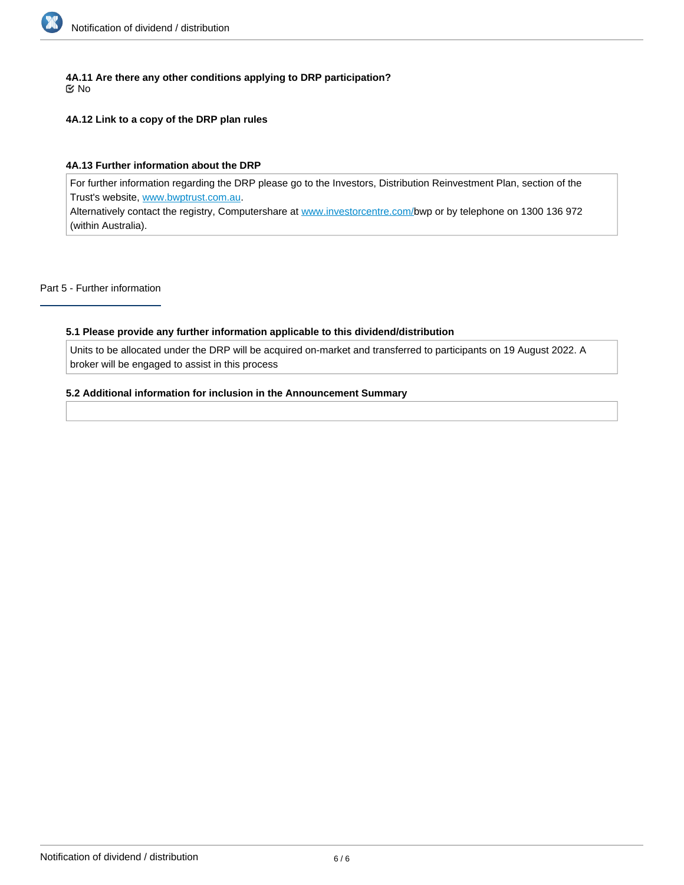**4A.11 Are there any other conditions applying to DRP participation?**

☑ No

**4A.12 Link to a copy of the DRP plan rules**

**4A.13 Further information about the DRP**

For further information regarding the DRP please go to the Investors, Distribution Reinvestment Plan, section of the Trust's website, www.bwptrust.com.au.
Alternatively contact the registry, Computershare at www.investorcentre.com/bwp or by telephone on 1300 136 972 (within Australia).

## Part 5 - Further information

**5.1 Please provide any further information applicable to this dividend/distribution**

Units to be allocated under the DRP will be acquired on-market and transferred to participants on 19 August 2022. A broker will be engaged to assist in this process

**5.2 Additional information for inclusion in the Announcement Summary**